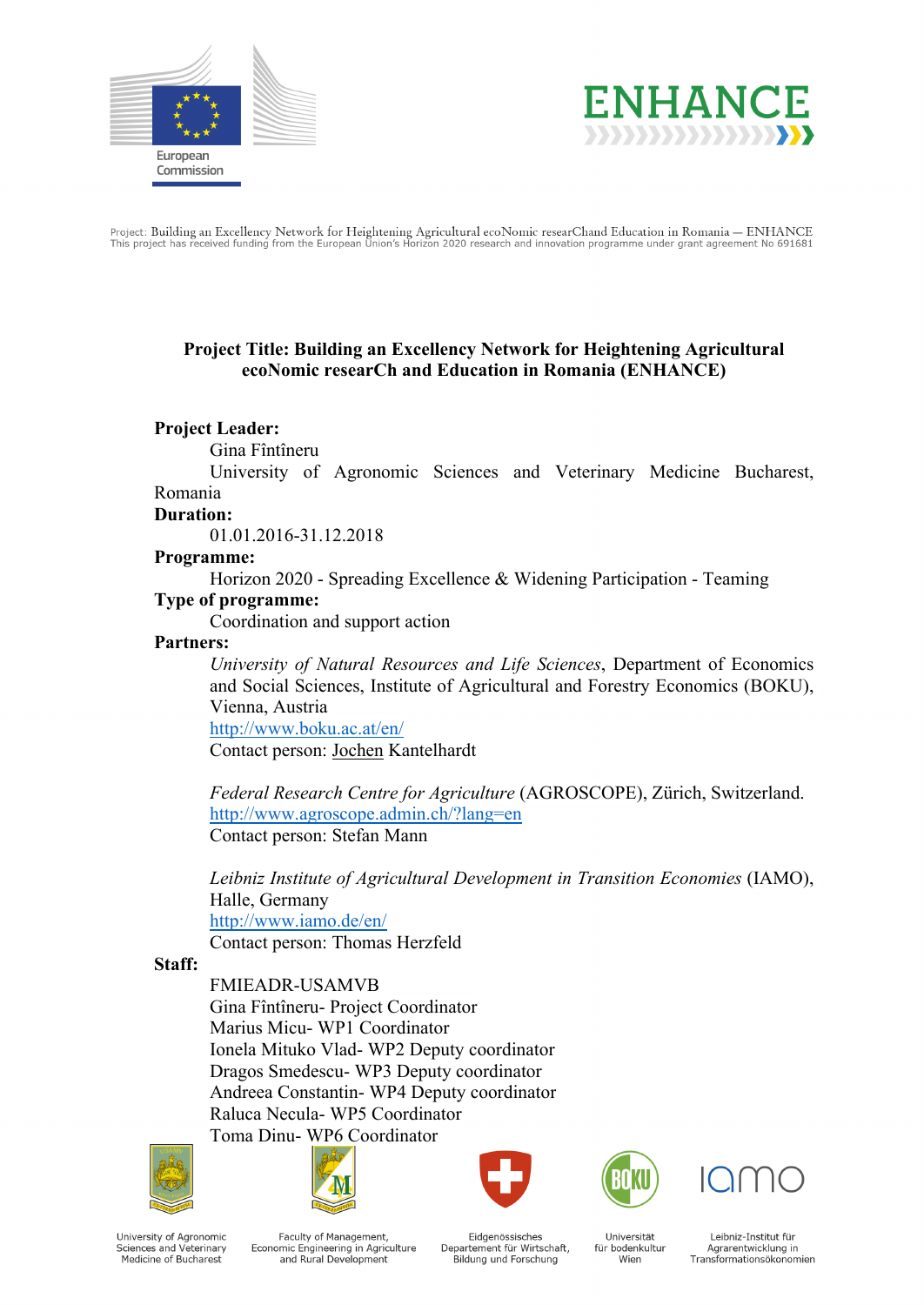European Commission

ENHANCE

Project: Building an Excellency Network for Heightening Agricultural ecoNomic researChand Education in Romania — ENHANCE
This project has received funding from the European Union's Horizon 2020 research and innovation programme under grant agreement No 691681

**Project Title: Building an Excellency Network for Heightening Agricultural ecoNomic researCh and Education in Romania (ENHANCE)**

**Project Leader:**

Gina Fîntîneru
University of Agronomic Sciences and Veterinary Medicine Bucharest, Romania

**Duration:**

01.01.2016-31.12.2018

**Programme:**

Horizon 2020 - Spreading Excellence & Widening Participation - Teaming

**Type of programme:**

Coordination and support action

**Partners:**

*University of Natural Resources and Life Sciences*, Department of Economics and Social Sciences, Institute of Agricultural and Forestry Economics (BOKU), Vienna, Austria
http://www.boku.ac.at/en/
Contact person: Jochen Kantelhardt

*Federal Research Centre for Agriculture* (AGROSCOPE), Zürich, Switzerland.
http://www.agroscope.admin.ch/?lang=en
Contact person: Stefan Mann

*Leibniz Institute of Agricultural Development in Transition Economies* (IAMO), Halle, Germany
http://www.iamo.de/en/
Contact person: Thomas Herzfeld

**Staff:**

FMIEADR-USAMVB
Gina Fîntîneru- Project Coordinator
Marius Micu- WP1 Coordinator
Ionela Mituko Vlad- WP2 Deputy coordinator
Dragos Smedescu- WP3 Deputy coordinator
Andreea Constantin- WP4 Deputy coordinator
Raluca Necula- WP5 Coordinator
Toma Dinu- WP6 Coordinator

University of Agronomic Sciences and Veterinary Medicine of Bucharest

Faculty of Management, Economic Engineering in Agriculture and Rural Development

Eidgenössisches Departement für Wirtschaft, Bildung und Forschung

Universität für bodenkultur Wien

Leibniz-Institut für Agrarentwicklung in Transformationsökonomien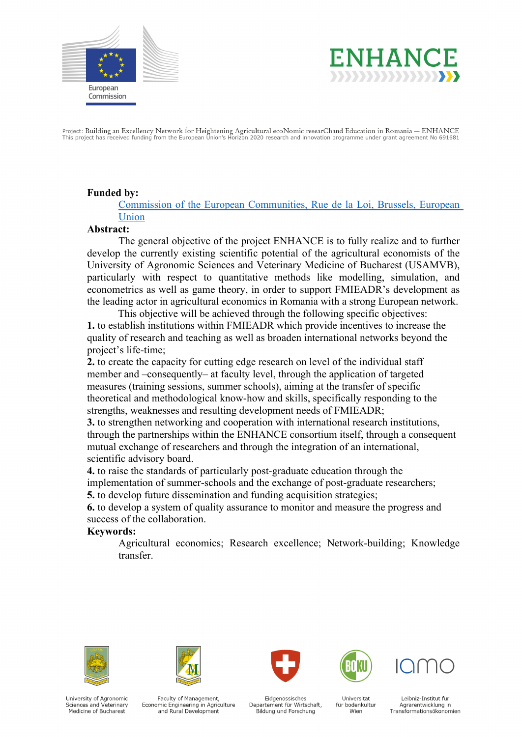Project: Building an Excellency Network for Heightening Agricultural ecoNomic researChand Education in Romania — ENHANCE
This project has received funding from the European Union's Horizon 2020 research and innovation programme under grant agreement No 691681

**Funded by:**

Commission of the European Communities, Rue de la Loi, Brussels, European Union

**Abstract:**

The general objective of the project ENHANCE is to fully realize and to further develop the currently existing scientific potential of the agricultural economists of the University of Agronomic Sciences and Veterinary Medicine of Bucharest (USAMVB), particularly with respect to quantitative methods like modelling, simulation, and econometrics as well as game theory, in order to support FMIEADR's development as the leading actor in agricultural economics in Romania with a strong European network.

This objective will be achieved through the following specific objectives:

**1.** to establish institutions within FMIEADR which provide incentives to increase the quality of research and teaching as well as broaden international networks beyond the project's life-time;

**2.** to create the capacity for cutting edge research on level of the individual staff member and –consequently– at faculty level, through the application of targeted measures (training sessions, summer schools), aiming at the transfer of specific theoretical and methodological know-how and skills, specifically responding to the strengths, weaknesses and resulting development needs of FMIEADR;

**3.** to strengthen networking and cooperation with international research institutions, through the partnerships within the ENHANCE consortium itself, through a consequent mutual exchange of researchers and through the integration of an international, scientific advisory board.

**4.** to raise the standards of particularly post-graduate education through the implementation of summer-schools and the exchange of post-graduate researchers;

**5.** to develop future dissemination and funding acquisition strategies;

**6.** to develop a system of quality assurance to monitor and measure the progress and success of the collaboration.

**Keywords:**

Agricultural economics; Research excellence; Network-building; Knowledge transfer.

University of Agronomic Sciences and Veterinary Medicine of Bucharest

Faculty of Management, Economic Engineering in Agriculture and Rural Development

Eidgenössisches Departement für Wirtschaft, Bildung und Forschung

Universität für bodenkultur Wien

Leibniz-Institut für Agrarentwicklung in Transformationsökonomien